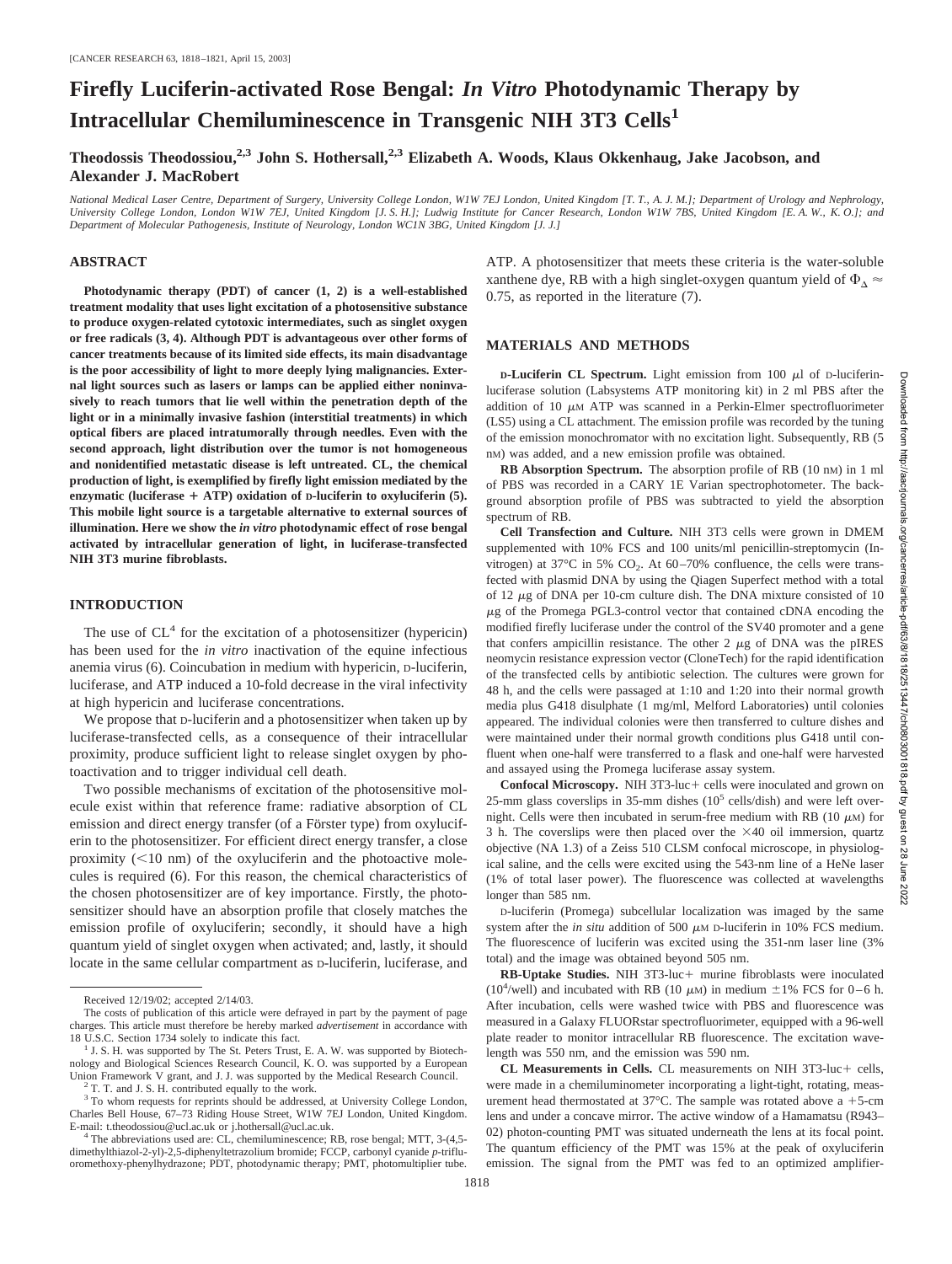# Firefly Luciferin-activated Rose Bengal: *In Vitro* Photodynamic Therapy by Intracellular Chemiluminescence in Transgenic NIH 3T3 Cells[1]

**Theodossis Theodossiou,[2,3] John S. Hothersall,[2,3] Elizabeth A. Woods, Klaus Okkenhaug, Jake Jacobson, and Alexander J. MacRobert**

*National Medical Laser Centre, Department of Surgery, University College London, W1W 7EJ London, United Kingdom [T. T., A. J. M.]; Department of Urology and Nephrology, University College London, London W1W 7EJ, United Kingdom [J. S. H.]; Ludwig Institute for Cancer Research, London W1W 7BS, United Kingdom [E. A. W., K. O.]; and Department of Molecular Pathogenesis, Institute of Neurology, London WC1N 3BG, United Kingdom [J. J.]*

## ABSTRACT

**Photodynamic therapy (PDT) of cancer (1, 2) is a well-established treatment modality that uses light excitation of a photosensitive substance to produce oxygen-related cytotoxic intermediates, such as singlet oxygen or free radicals (3, 4). Although PDT is advantageous over other forms of cancer treatments because of its limited side effects, its main disadvantage is the poor accessibility of light to more deeply lying malignancies. External light sources such as lasers or lamps can be applied either noninvasively to reach tumors that lie well within the penetration depth of the light or in a minimally invasive fashion (interstitial treatments) in which optical fibers are placed intratumorally through needles. Even with the second approach, light distribution over the tumor is not homogeneous and nonidentified metastatic disease is left untreated. CL, the chemical production of light, is exemplified by firefly light emission mediated by the enzymatic (luciferase + ATP) oxidation of D-luciferin to oxyluciferin (5). This mobile light source is a targetable alternative to external sources of illumination. Here we show the *in vitro* photodynamic effect of rose bengal activated by intracellular generation of light, in luciferase-transfected NIH 3T3 murine fibroblasts.**

## INTRODUCTION

The use of CL[4] for the excitation of a photosensitizer (hypericin) has been used for the *in vitro* inactivation of the equine infectious anemia virus (6). Coincubation in medium with hypericin, D-luciferin, luciferase, and ATP induced a 10-fold decrease in the viral infectivity at high hypericin and luciferase concentrations.

We propose that D-luciferin and a photosensitizer when taken up by luciferase-transfected cells, as a consequence of their intracellular proximity, produce sufficient light to release singlet oxygen by photoactivation and to trigger individual cell death.

Two possible mechanisms of excitation of the photosensitive molecule exist within that reference frame: radiative absorption of CL emission and direct energy transfer (of a Förster type) from oxyluciferin to the photosensitizer. For efficient direct energy transfer, a close proximity (<10 nm) of the oxyluciferin and the photoactive molecules is required (6). For this reason, the chemical characteristics of the chosen photosensitizer are of key importance. Firstly, the photosensitizer should have an absorption profile that closely matches the emission profile of oxyluciferin; secondly, it should have a high quantum yield of singlet oxygen when activated; and, lastly, it should locate in the same cellular compartment as D-luciferin, luciferase, and ATP. A photosensitizer that meets these criteria is the water-soluble xanthene dye, RB with a high singlet-oxygen quantum yield of $\Phi_\Delta \approx 0.75$, as reported in the literature (7).

## MATERIALS AND METHODS

**D-Luciferin CL Spectrum.** Light emission from 100 μl of D-luciferin-luciferase solution (Labsystems ATP monitoring kit) in 2 ml PBS after the addition of 10 μM ATP was scanned in a Perkin-Elmer spectrofluorimeter (LS5) using a CL attachment. The emission profile was recorded by the tuning of the emission monochromator with no excitation light. Subsequently, RB (5 nM) was added, and a new emission profile was obtained.

**RB Absorption Spectrum.** The absorption profile of RB (10 nM) in 1 ml of PBS was recorded in a CARY 1E Varian spectrophotometer. The background absorption profile of PBS was subtracted to yield the absorption spectrum of RB.

**Cell Transfection and Culture.** NIH 3T3 cells were grown in DMEM supplemented with 10% FCS and 100 units/ml penicillin-streptomycin (Invitrogen) at 37°C in 5% $CO_2$. At 60–70% confluence, the cells were transfected with plasmid DNA by using the Qiagen Superfect method with a total of 12 μg of DNA per 10-cm culture dish. The DNA mixture consisted of 10 μg of the Promega PGL3-control vector that contained cDNA encoding the modified firefly luciferase under the control of the SV40 promoter and a gene that confers ampicillin resistance. The other 2 μg of DNA was the pIRES neomycin resistance expression vector (CloneTech) for the rapid identification of the transfected cells by antibiotic selection. The cultures were grown for 48 h, and the cells were passaged at 1:10 and 1:20 into their normal growth media plus G418 disulphate (1 mg/ml, Melford Laboratories) until colonies appeared. The individual colonies were then transferred to culture dishes and were maintained under their normal growth conditions plus G418 until confluent when one-half were transferred to a flask and one-half were harvested and assayed using the Promega luciferase assay system.

**Confocal Microscopy.** NIH 3T3-luc+ cells were inoculated and grown on 25-mm glass coverslips in 35-mm dishes ($10^5$ cells/dish) and were left overnight. Cells were then incubated in serum-free medium with RB (10 μM) for 3 h. The coverslips were then placed over the ×40 oil immersion, quartz objective (NA 1.3) of a Zeiss 510 CLSM confocal microscope, in physiological saline, and the cells were excited using the 543-nm line of a HeNe laser (1% of total laser power). The fluorescence was collected at wavelengths longer than 585 nm.

D-luciferin (Promega) subcellular localization was imaged by the same system after the *in situ* addition of 500 μM D-luciferin in 10% FCS medium. The fluorescence of luciferin was excited using the 351-nm laser line (3% total) and the image was obtained beyond 505 nm.

**RB-Uptake Studies.** NIH 3T3-luc+ murine fibroblasts were inoculated ($10^4$/well) and incubated with RB (10 μM) in medium ±1% FCS for 0–6 h. After incubation, cells were washed twice with PBS and fluorescence was measured in a Galaxy FLUORstar spectrofluorimeter, equipped with a 96-well plate reader to monitor intracellular RB fluorescence. The excitation wavelength was 550 nm, and the emission was 590 nm.

**CL Measurements in Cells.** CL measurements on NIH 3T3-luc+ cells, were made in a chemiluminometer incorporating a light-tight, rotating, measurement head thermostated at 37°C. The sample was rotated above a +5-cm lens and under a concave mirror. The active window of a Hamamatsu (R943–02) photon-counting PMT was situated underneath the lens at its focal point. The quantum efficiency of the PMT was 15% at the peak of oxyluciferin emission. The signal from the PMT was fed to an optimized amplifier-

---

Received 12/19/02; accepted 2/14/03.

The costs of publication of this article were defrayed in part by the payment of page charges. This article must therefore be hereby marked *advertisement* in accordance with 18 U.S.C. Section 1734 solely to indicate this fact.

[1] J. S. H. was supported by The St. Peters Trust, E. A. W. was supported by Biotechnology and Biological Sciences Research Council, K. O. was supported by a European Union Framework V grant, and J. J. was supported by the Medical Research Council.

[2] T. T. and J. S. H. contributed equally to the work.

[3] To whom requests for reprints should be addressed, at University College London, Charles Bell House, 67–73 Riding House Street, W1W 7EJ London, United Kingdom. E-mail: t.theodossiou@ucl.ac.uk or j.hothersall@ucl.ac.uk.

[4] The abbreviations used are: CL, chemiluminescence; RB, rose bengal; MTT, 3-(4,5-dimethylthiazol-2-yl)-2,5-diphenyltetrazolium bromide; FCCP, carbonyl cyanide *p*-trifluoromethoxy-phenylhydrazone; PDT, photodynamic therapy; PMT, photomultiplier tube.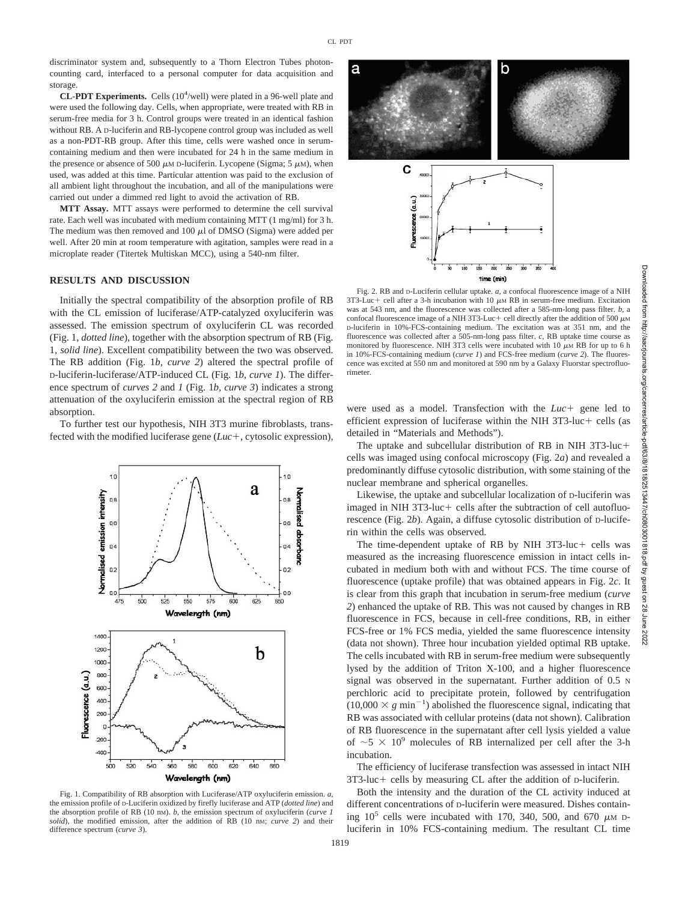discriminator system and, subsequently to a Thorn Electron Tubes photon-counting card, interfaced to a personal computer for data acquisition and storage.

**CL-PDT Experiments.** Cells ($10^4$/well) were plated in a 96-well plate and were used the following day. Cells, when appropriate, were treated with RB in serum-free media for 3 h. Control groups were treated in an identical fashion without RB. A D-luciferin and RB-lycopene control group was included as well as a non-PDT-RB group. After this time, cells were washed once in serum-containing medium and then were incubated for 24 h in the same medium in the presence or absence of 500 $\mu$M D-luciferin. Lycopene (Sigma; 5 $\mu$M), when used, was added at this time. Particular attention was paid to the exclusion of all ambient light throughout the incubation, and all of the manipulations were carried out under a dimmed red light to avoid the activation of RB.

**MTT Assay.** MTT assays were performed to determine the cell survival rate. Each well was incubated with medium containing MTT (1 mg/ml) for 3 h. The medium was then removed and 100 $\mu$l of DMSO (Sigma) were added per well. After 20 min at room temperature with agitation, samples were read in a microplate reader (Titertek Multiskan MCC), using a 540-nm filter.

## RESULTS AND DISCUSSION

Initially the spectral compatibility of the absorption profile of RB with the CL emission of luciferase/ATP-catalyzed oxyluciferin was assessed. The emission spectrum of oxyluciferin CL was recorded (Fig. 1, *dotted line*), together with the absorption spectrum of RB (Fig. 1, *solid line*). Excellent compatibility between the two was observed. The RB addition (Fig. 1*b, curve 2*) altered the spectral profile of D-luciferin-luciferase/ATP-induced CL (Fig. 1*b, curve 1*). The difference spectrum of *curves 2* and *1* (Fig. 1*b, curve 3*) indicates a strong attenuation of the oxyluciferin emission at the spectral region of RB absorption.

To further test our hypothesis, NIH 3T3 murine fibroblasts, transfected with the modified luciferase gene (*Luc+*, cytosolic expression), were used as a model. Transfection with the *Luc+* gene led to efficient expression of luciferase within the NIH 3T3-luc+ cells (as detailed in "Materials and Methods").

Fig. 1. Compatibility of RB absorption with Luciferase/ATP oxyluciferin emission. *a*, the emission profile of D-Luciferin oxidized by firefly luciferase and ATP (*dotted line*) and the absorption profile of RB (10 nM). *b*, the emission spectrum of oxyluciferin (*curve 1 solid*), the modified emission, after the addition of RB (10 nM; *curve 2*) and their difference spectrum (*curve 3*).

Fig. 2. RB and D-Luciferin cellular uptake. *a*, a confocal fluorescence image of a NIH 3T3-Luc+ cell after a 3-h incubation with 10 $\mu$M RB in serum-free medium. Excitation was at 543 nm, and the fluorescence was collected after a 585-nm-long pass filter. *b*, a confocal fluorescence image of a NIH 3T3-Luc+ cell directly after the addition of 500 $\mu$M D-luciferin in 10%-FCS-containing medium. The excitation was at 351 nm, and the fluorescence was collected after a 505-nm-long pass filter. *c*, RB uptake time course as monitored by fluorescence. NIH 3T3 cells were incubated with 10 $\mu$M RB for up to 6 h in 10%-FCS-containing medium (*curve 1*) and FCS-free medium (*curve 2*). The fluorescence was excited at 550 nm and monitored at 590 nm by a Galaxy Fluorstar spectrofluorimeter.

The uptake and subcellular distribution of RB in NIH 3T3-luc+ cells was imaged using confocal microscopy (Fig. 2*a*) and revealed a predominantly diffuse cytosolic distribution, with some staining of the nuclear membrane and spherical organelles.

Likewise, the uptake and subcellular localization of D-luciferin was imaged in NIH 3T3-luc+ cells after the subtraction of cell autofluorescence (Fig. 2*b*). Again, a diffuse cytosolic distribution of D-luciferin within the cells was observed.

The time-dependent uptake of RB by NIH 3T3-luc+ cells was measured as the increasing fluorescence emission in intact cells incubated in medium both with and without FCS. The time course of fluorescence (uptake profile) that was obtained appears in Fig. 2*c*. It is clear from this graph that incubation in serum-free medium (*curve 2*) enhanced the uptake of RB. This was not caused by changes in RB fluorescence in FCS, because in cell-free conditions, RB, in either FCS-free or 1% FCS media, yielded the same fluorescence intensity (data not shown). Three hour incubation yielded optimal RB uptake. The cells incubated with RB in serum-free medium were subsequently lysed by the addition of Triton X-100, and a higher fluorescence signal was observed in the supernatant. Further addition of 0.5 N perchloric acid to precipitate protein, followed by centrifugation ($10{,}000 \times g$ $\text{min}^{-1}$) abolished the fluorescence signal, indicating that RB was associated with cellular proteins (data not shown). Calibration of RB fluorescence in the supernatant after cell lysis yielded a value of $\sim 5 \times 10^9$ molecules of RB internalized per cell after the 3-h incubation.

The efficiency of luciferase transfection was assessed in intact NIH 3T3-luc+ cells by measuring CL after the addition of D-luciferin.

Both the intensity and the duration of the CL activity induced at different concentrations of D-luciferin were measured. Dishes containing $10^5$ cells were incubated with 170, 340, 500, and 670 $\mu$M D-luciferin in 10% FCS-containing medium. The resultant CL time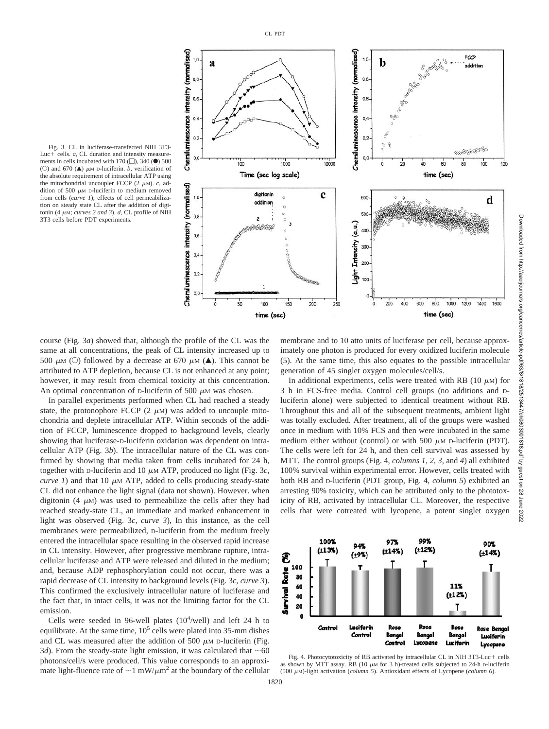Fig. 3. CL in luciferase-transfected NIH 3T3-Luc+ cells. *a*, CL duration and intensity measurements in cells incubated with 170 (□), 340 (●) 500 (○) and 670 (▲) μM D-luciferin. *b*, verification of the absolute requirement of intracellular ATP using the mitochondrial uncoupler FCCP (2 μM). *c*, addition of 500 μM D-luciferin to medium removed from cells (*curve 1*); effects of cell permeabilization on steady state CL after the addition of digitonin (4 μM; *curves 2 and 3*). *d*, CL profile of NIH 3T3 cells before PDT experiments.

course (Fig. 3*a*) showed that, although the profile of the CL was the same at all concentrations, the peak of CL intensity increased up to 500 μM (○) followed by a decrease at 670 μM (▲). This cannot be attributed to ATP depletion, because CL is not enhanced at any point; however, it may result from chemical toxicity at this concentration. An optimal concentration of D-luciferin of 500 μM was chosen.

In parallel experiments performed when CL had reached a steady state, the protonophore FCCP (2 μM) was added to uncouple mitochondria and deplete intracellular ATP. Within seconds of the addition of FCCP, luminescence dropped to background levels, clearly showing that luciferase-D-luciferin oxidation was dependent on intracellular ATP (Fig. 3*b*). The intracellular nature of the CL was confirmed by showing that media taken from cells incubated for 24 h, together with D-luciferin and 10 μM ATP, produced no light (Fig. 3*c*, *curve 1*) and that 10 μM ATP, added to cells producing steady-state CL did not enhance the light signal (data not shown). However. when digitonin (4 μM) was used to permeabilize the cells after they had reached steady-state CL, an immediate and marked enhancement in light was observed (Fig. 3*c*, *curve 3*), In this instance, as the cell membranes were permeabilized, D-luciferin from the medium freely entered the intracellular space resulting in the observed rapid increase in CL intensity. However, after progressive membrane rupture, intracellular luciferase and ATP were released and diluted in the medium; and, because ADP rephosphorylation could not occur, there was a rapid decrease of CL intensity to background levels (Fig. 3*c*, *curve 3*). This confirmed the exclusively intracellular nature of luciferase and the fact that, in intact cells, it was not the limiting factor for the CL emission.

Cells were seeded in 96-well plates ($10^4$/well) and left 24 h to equilibrate. At the same time, $10^5$ cells were plated into 35-mm dishes and CL was measured after the addition of 500 μM D-luciferin (Fig. 3*d*). From the steady-state light emission, it was calculated that ~60 photons/cell/s were produced. This value corresponds to an approximate light-fluence rate of ~1 mW/μm$^2$ at the boundary of the cellular membrane and to 10 atto units of luciferase per cell, because approximately one photon is produced for every oxidized luciferin molecule (5). At the same time, this also equates to the possible intracellular generation of 45 singlet oxygen molecules/cell/s.

In additional experiments, cells were treated with RB (10 μM) for 3 h in FCS-free media. Control cell groups (no additions and D-luciferin alone) were subjected to identical treatment without RB. Throughout this and all of the subsequent treatments, ambient light was totally excluded. After treatment, all of the groups were washed once in medium with 10% FCS and then were incubated in the same medium either without (control) or with 500 μM D-luciferin (PDT). The cells were left for 24 h, and then cell survival was assessed by MTT assay. The control groups (Fig. 4, *columns 1, 2, 3,* and *4*) all exhibited 100% survival within experimental error. However, cells treated with both RB and D-luciferin (PDT group, Fig. 4, *column 5*) exhibited an arresting 90% toxicity, which can be attributed only to the phototoxicity of RB, activated by intracellular CL. Moreover, the respective cells that were cotreated with lycopene, a potent singlet oxygen

Fig. 4. Photocytotoxicity of RB activated by intracellular CL in NIH 3T3-Luc+ cells as shown by MTT assay. RB (10 μM for 3 h)-treated cells subjected to 24-h D-luciferin (500 μM)-light activation (*column 5*). Antioxidant effects of Lycopene (*column 6*).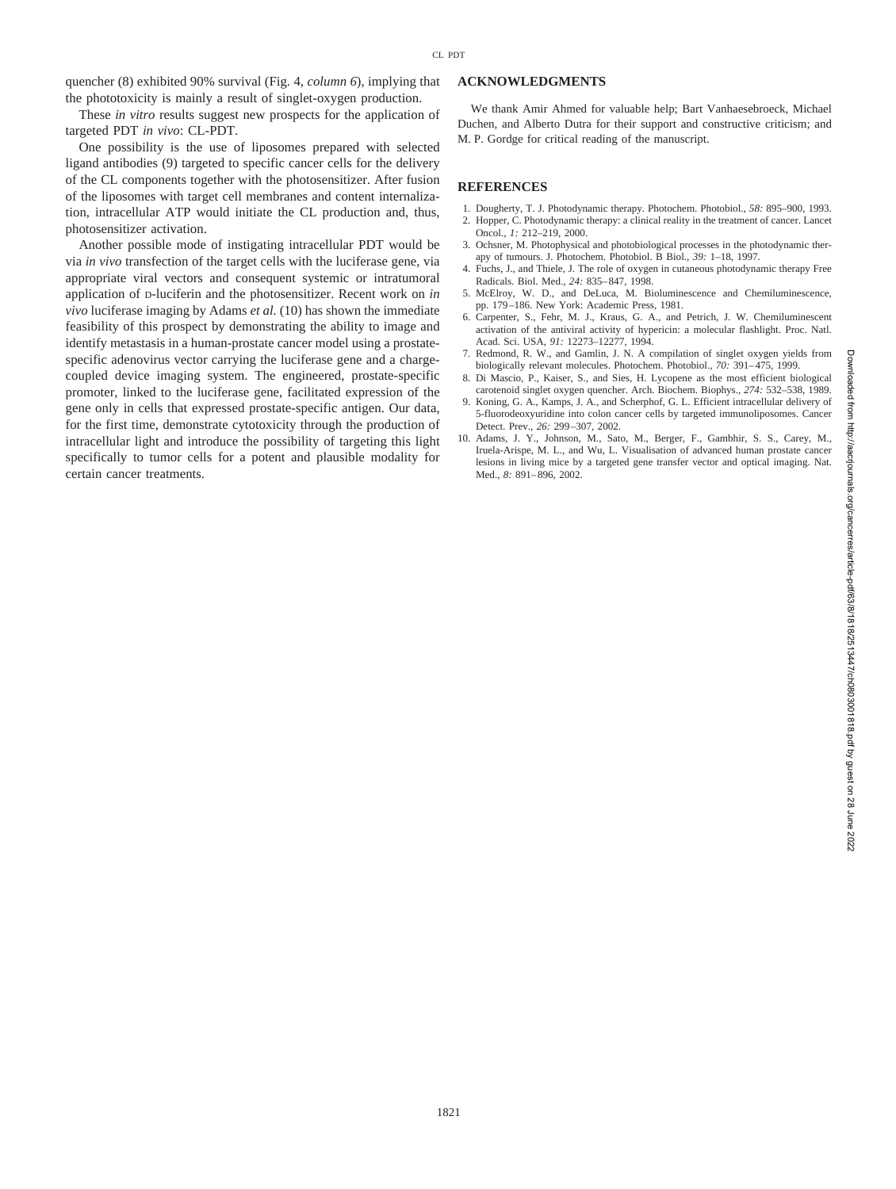quencher (8) exhibited 90% survival (Fig. 4, *column 6*), implying that the phototoxicity is mainly a result of singlet-oxygen production.

These *in vitro* results suggest new prospects for the application of targeted PDT *in vivo*: CL-PDT.

One possibility is the use of liposomes prepared with selected ligand antibodies (9) targeted to specific cancer cells for the delivery of the CL components together with the photosensitizer. After fusion of the liposomes with target cell membranes and content internalization, intracellular ATP would initiate the CL production and, thus, photosensitizer activation.

Another possible mode of instigating intracellular PDT would be via *in vivo* transfection of the target cells with the luciferase gene, via appropriate viral vectors and consequent systemic or intratumoral application of D-luciferin and the photosensitizer. Recent work on *in vivo* luciferase imaging by Adams *et al.* (10) has shown the immediate feasibility of this prospect by demonstrating the ability to image and identify metastasis in a human-prostate cancer model using a prostate-specific adenovirus vector carrying the luciferase gene and a charge-coupled device imaging system. The engineered, prostate-specific promoter, linked to the luciferase gene, facilitated expression of the gene only in cells that expressed prostate-specific antigen. Our data, for the first time, demonstrate cytotoxicity through the production of intracellular light and introduce the possibility of targeting this light specifically to tumor cells for a potent and plausible modality for certain cancer treatments.

## ACKNOWLEDGMENTS

We thank Amir Ahmed for valuable help; Bart Vanhaesebroeck, Michael Duchen, and Alberto Dutra for their support and constructive criticism; and M. P. Gordge for critical reading of the manuscript.

## REFERENCES

1. Dougherty, T. J. Photodynamic therapy. Photochem. Photobiol., *58:* 895–900, 1993.
2. Hopper, C. Photodynamic therapy: a clinical reality in the treatment of cancer. Lancet Oncol., *1:* 212–219, 2000.
3. Ochsner, M. Photophysical and photobiological processes in the photodynamic therapy of tumours. J. Photochem. Photobiol. B Biol., *39:* 1–18, 1997.
4. Fuchs, J., and Thiele, J. The role of oxygen in cutaneous photodynamic therapy Free Radicals. Biol. Med., *24:* 835–847, 1998.
5. McElroy, W. D., and DeLuca, M. Bioluminescence and Chemiluminescence, pp. 179–186. New York: Academic Press, 1981.
6. Carpenter, S., Fehr, M. J., Kraus, G. A., and Petrich, J. W. Chemiluminescent activation of the antiviral activity of hypericin: a molecular flashlight. Proc. Natl. Acad. Sci. USA, *91:* 12273–12277, 1994.
7. Redmond, R. W., and Gamlin, J. N. A compilation of singlet oxygen yields from biologically relevant molecules. Photochem. Photobiol., *70:* 391–475, 1999.
8. Di Mascio, P., Kaiser, S., and Sies, H. Lycopene as the most efficient biological carotenoid singlet oxygen quencher. Arch. Biochem. Biophys., *274:* 532–538, 1989.
9. Koning, G. A., Kamps, J. A., and Scherphof, G. L. Efficient intracellular delivery of 5-fluorodeoxyuridine into colon cancer cells by targeted immunoliposomes. Cancer Detect. Prev., *26:* 299–307, 2002.
10. Adams, J. Y., Johnson, M., Sato, M., Berger, F., Gambhir, S. S., Carey, M., Iruela-Arispe, M. L., and Wu, L. Visualisation of advanced human prostate cancer lesions in living mice by a targeted gene transfer vector and optical imaging. Nat. Med., *8:* 891–896, 2002.